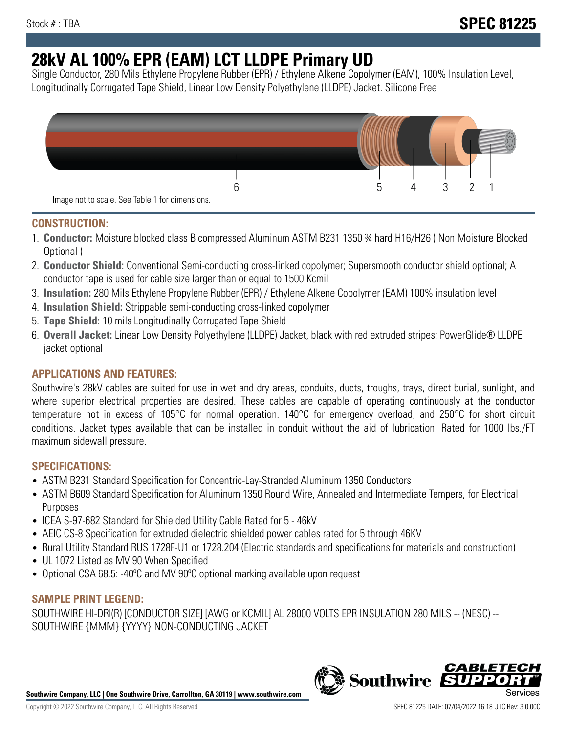Stock # : TBA

**SPEC 81225**

# 28kV AL 100% EPR (EAM) LCT LLDPE Primary UD

Single Conductor, 280 Mils Ethylene Propylene Rubber (EPR) / Ethylene Alkene Copolymer (EAM), 100% Insulation Level, Longitudinally Corrugated Tape Shield, Linear Low Density Polyethylene (LLDPE) Jacket. Silicone Free

6 5 4 3 2 1

Image not to scale. See Table 1 for dimensions.

## CONSTRUCTION:

1. **Conductor:** Moisture blocked class B compressed Aluminum ASTM B231 1350 ¾ hard H16/H26 ( Non Moisture Blocked Optional )
2. **Conductor Shield:** Conventional Semi-conducting cross-linked copolymer; Supersmooth conductor shield optional; A conductor tape is used for cable size larger than or equal to 1500 Kcmil
3. **Insulation:** 280 Mils Ethylene Propylene Rubber (EPR) / Ethylene Alkene Copolymer (EAM) 100% insulation level
4. **Insulation Shield:** Strippable semi-conducting cross-linked copolymer
5. **Tape Shield:** 10 mils Longitudinally Corrugated Tape Shield
6. **Overall Jacket:** Linear Low Density Polyethylene (LLDPE) Jacket, black with red extruded stripes; PowerGlide® LLDPE jacket optional

## APPLICATIONS AND FEATURES:

Southwire's 28kV cables are suited for use in wet and dry areas, conduits, ducts, troughs, trays, direct burial, sunlight, and where superior electrical properties are desired. These cables are capable of operating continuously at the conductor temperature not in excess of 105°C for normal operation. 140°C for emergency overload, and 250°C for short circuit conditions. Jacket types available that can be installed in conduit without the aid of lubrication. Rated for 1000 lbs./FT maximum sidewall pressure.

## SPECIFICATIONS:

- ASTM B231 Standard Specification for Concentric-Lay-Stranded Aluminum 1350 Conductors
- ASTM B609 Standard Specification for Aluminum 1350 Round Wire, Annealed and Intermediate Tempers, for Electrical Purposes
- ICEA S-97-682 Standard for Shielded Utility Cable Rated for 5 - 46kV
- AEIC CS-8 Specification for extruded dielectric shielded power cables rated for 5 through 46KV
- Rural Utility Standard RUS 1728F-U1 or 1728.204 (Electric standards and specifications for materials and construction)
- UL 1072 Listed as MV 90 When Specified
- Optional CSA 68.5: -40ºC and MV 90ºC optional marking available upon request

## SAMPLE PRINT LEGEND:

SOUTHWIRE HI-DRI(R) [CONDUCTOR SIZE] [AWG or KCMIL] AL 28000 VOLTS EPR INSULATION 280 MILS -- (NESC) -- SOUTHWIRE {MMM} {YYYY} NON-CONDUCTING JACKET

**Southwire Company, LLC | One Southwire Drive, Carrollton, GA 30119 | www.southwire.com**

Copyright © 2022 Southwire Company, LLC. All Rights Reserved

SPEC 81225 DATE: 07/04/2022 16:18 UTC Rev: 3.0.00C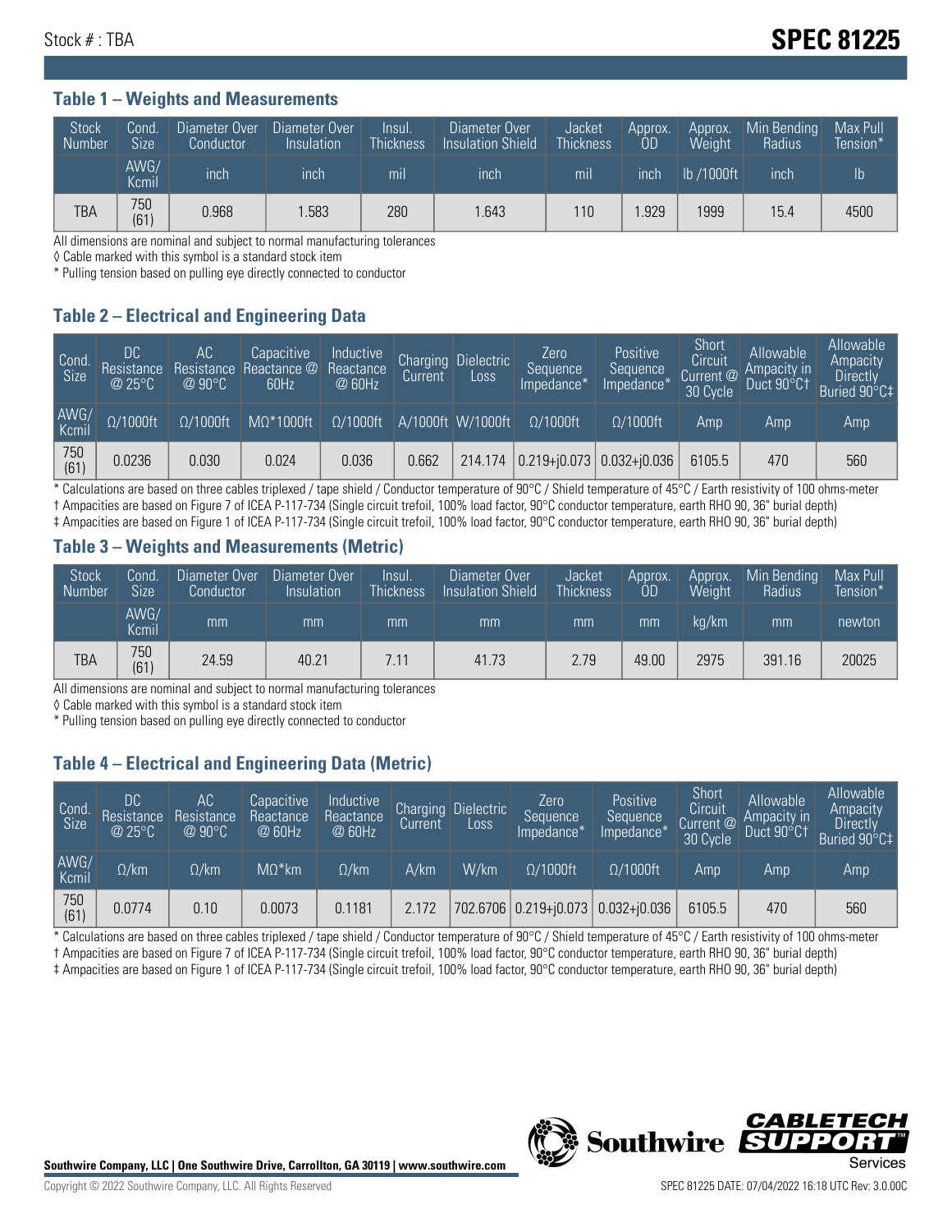Stock # : TBA

# SPEC 81225

### Table 1 – Weights and Measurements

| Stock Number | Cond. Size | Diameter Over Conductor | Diameter Over Insulation | Insul. Thickness | Diameter Over Insulation Shield | Jacket Thickness | Approx. OD | Approx. Weight | Min Bending Radius | Max Pull Tension* |
|---|---|---|---|---|---|---|---|---|---|---|
| | AWG/ Kcmil | inch | inch | mil | inch | mil | inch | lb /1000ft | inch | lb |
| TBA | 750 (61) | 0.968 | 1.583 | 280 | 1.643 | 110 | 1.929 | 1999 | 15.4 | 4500 |

All dimensions are nominal and subject to normal manufacturing tolerances

◊ Cable marked with this symbol is a standard stock item

* Pulling tension based on pulling eye directly connected to conductor

### Table 2 – Electrical and Engineering Data

| Cond. Size | DC Resistance @ 25°C | AC Resistance @ 90°C | Capacitive Reactance @ 60Hz | Inductive Reactance @ 60Hz | Charging Current | Dielectric Loss | Zero Sequence Impedance* | Positive Sequence Impedance* | Short Circuit Current @ 30 Cycle | Allowable Ampacity in Duct 90°C† | Allowable Ampacity Directly Buried 90°C‡ |
|---|---|---|---|---|---|---|---|---|---|---|---|
| AWG/ Kcmil | Ω/1000ft | Ω/1000ft | MΩ*1000ft | Ω/1000ft | A/1000ft | W/1000ft | Ω/1000ft | Ω/1000ft | Amp | Amp | Amp |
| 750 (61) | 0.0236 | 0.030 | 0.024 | 0.036 | 0.662 | 214.174 | 0.219+j0.073 | 0.032+j0.036 | 6105.5 | 470 | 560 |

* Calculations are based on three cables triplexed / tape shield / Conductor temperature of 90°C / Shield temperature of 45°C / Earth resistivity of 100 ohms-meter

† Ampacities are based on Figure 7 of ICEA P-117-734 (Single circuit trefoil, 100% load factor, 90°C conductor temperature, earth RHO 90, 36" burial depth)

‡ Ampacities are based on Figure 1 of ICEA P-117-734 (Single circuit trefoil, 100% load factor, 90°C conductor temperature, earth RHO 90, 36" burial depth)

### Table 3 – Weights and Measurements (Metric)

| Stock Number | Cond. Size | Diameter Over Conductor | Diameter Over Insulation | Insul. Thickness | Diameter Over Insulation Shield | Jacket Thickness | Approx. OD | Approx. Weight | Min Bending Radius | Max Pull Tension* |
|---|---|---|---|---|---|---|---|---|---|---|
| | AWG/ Kcmil | mm | mm | mm | mm | mm | mm | kg/km | mm | newton |
| TBA | 750 (61) | 24.59 | 40.21 | 7.11 | 41.73 | 2.79 | 49.00 | 2975 | 391.16 | 20025 |

All dimensions are nominal and subject to normal manufacturing tolerances

◊ Cable marked with this symbol is a standard stock item

* Pulling tension based on pulling eye directly connected to conductor

### Table 4 – Electrical and Engineering Data (Metric)

| Cond. Size | DC Resistance @ 25°C | AC Resistance @ 90°C | Capacitive Reactance @ 60Hz | Inductive Reactance @ 60Hz | Charging Current | Dielectric Loss | Zero Sequence Impedance* | Positive Sequence Impedance* | Short Circuit Current @ 30 Cycle | Allowable Ampacity in Duct 90°C† | Allowable Ampacity Directly Buried 90°C‡ |
|---|---|---|---|---|---|---|---|---|---|---|---|
| AWG/ Kcmil | Ω/km | Ω/km | MΩ*km | Ω/km | A/km | W/km | Ω/1000ft | Ω/1000ft | Amp | Amp | Amp |
| 750 (61) | 0.0774 | 0.10 | 0.0073 | 0.1181 | 2.172 | 702.6706 | 0.219+j0.073 | 0.032+j0.036 | 6105.5 | 470 | 560 |

* Calculations are based on three cables triplexed / tape shield / Conductor temperature of 90°C / Shield temperature of 45°C / Earth resistivity of 100 ohms-meter

† Ampacities are based on Figure 7 of ICEA P-117-734 (Single circuit trefoil, 100% load factor, 90°C conductor temperature, earth RHO 90, 36" burial depth)

‡ Ampacities are based on Figure 1 of ICEA P-117-734 (Single circuit trefoil, 100% load factor, 90°C conductor temperature, earth RHO 90, 36" burial depth)

**Southwire Company, LLC | One Southwire Drive, Carrollton, GA 30119 | www.southwire.com**

Southwire CABLETECH SUPPORT Services

Copyright © 2022 Southwire Company, LLC. All Rights Reserved

SPEC 81225 DATE: 07/04/2022 16:18 UTC Rev: 3.0.00C